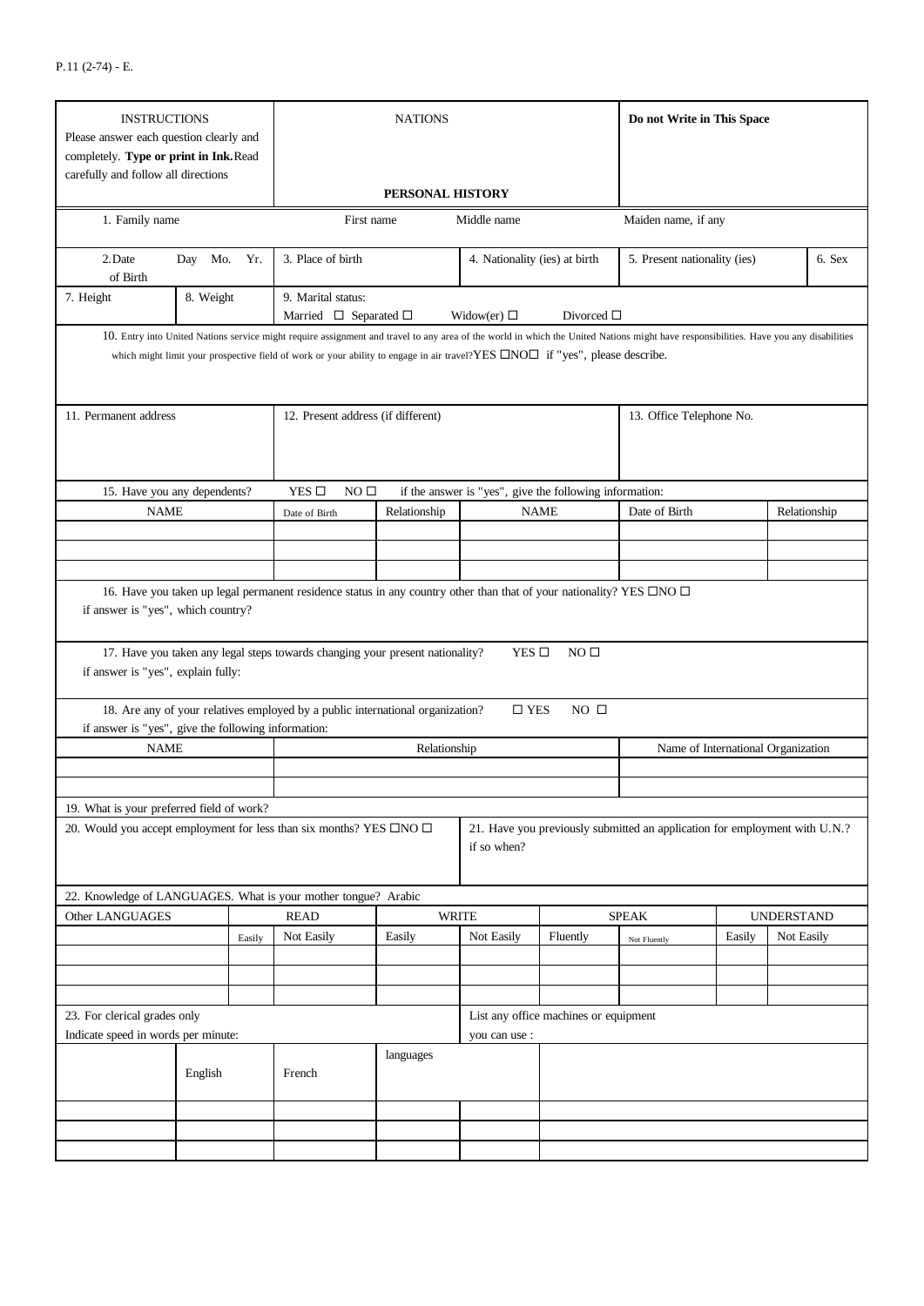P.11 (2-74) - E.

| INSTRUCTIONS<br>Please answer each question clearly and completely. **Type or print in Ink.** Read carefully and follow all directions | NATIONS<br><br>**PERSONAL HISTORY** | **Do not Write in This Space** |
|---|---|---|

| 1. Family name | First name | Middle name | Maiden name, if any |
|---|---|---|---|

| 2. Date of Birth | Day Mo. Yr. | 3. Place of birth | 4. Nationality (ies) at birth | 5. Present nationality (ies) | 6. Sex |
|---|---|---|---|---|---|

| 7. Height | 8. Weight | 9. Marital status: Married ☐ Separated ☐ Widow(er) ☐ Divorced ☐ |
|---|---|---|

10. Entry into United Nations service might require assignment and travel to any area of the world in which the United Nations might have responsibilities. Have you any disabilities which might limit your prospective field of work or your ability to engage in air travel? YES ☐ NO ☐ if "yes", please describe.

| 11. Permanent address | 12. Present address (if different) | 13. Office Telephone No. |
|---|---|---|

15. Have you any dependents? YES ☐ NO ☐ if the answer is "yes", give the following information:

| NAME | Date of Birth | Relationship | NAME | Date of Birth | Relationship |
|---|---|---|---|---|---|
| | | | | | |
| | | | | | |
| | | | | | |

16. Have you taken up legal permanent residence status in any country other than that of your nationality? YES ☐ NO ☐
if answer is "yes", which country?

17. Have you taken any legal steps towards changing your present nationality? YES ☐ NO ☐
if answer is "yes", explain fully:

18. Are any of your relatives employed by a public international organization? ☐ YES NO ☐
if answer is "yes", give the following information:

| NAME | Relationship | Name of International Organization |
|---|---|---|
| | | |
| | | |

19. What is your preferred field of work?

| 20. Would you accept employment for less than six months? YES ☐ NO ☐ | 21. Have you previously submitted an application for employment with U.N.? if so when? |
|---|---|

22. Knowledge of LANGUAGES. What is your mother tongue? Arabic

| Other LANGUAGES | READ | | WRITE | | SPEAK | | UNDERSTAND | |
|---|---|---|---|---|---|---|---|---|
| | Easily | Not Easily | Easily | Not Easily | Fluently | Not Fluently | Easily | Not Easily |
| | | | | | | | | |
| | | | | | | | | |
| | | | | | | | | |

| 23. For clerical grades only<br>Indicate speed in words per minute: | | | List any office machines or equipment you can use : |
|---|---|---|---|
| | English | French | languages |
| | | | |
| | | | |
| | | | |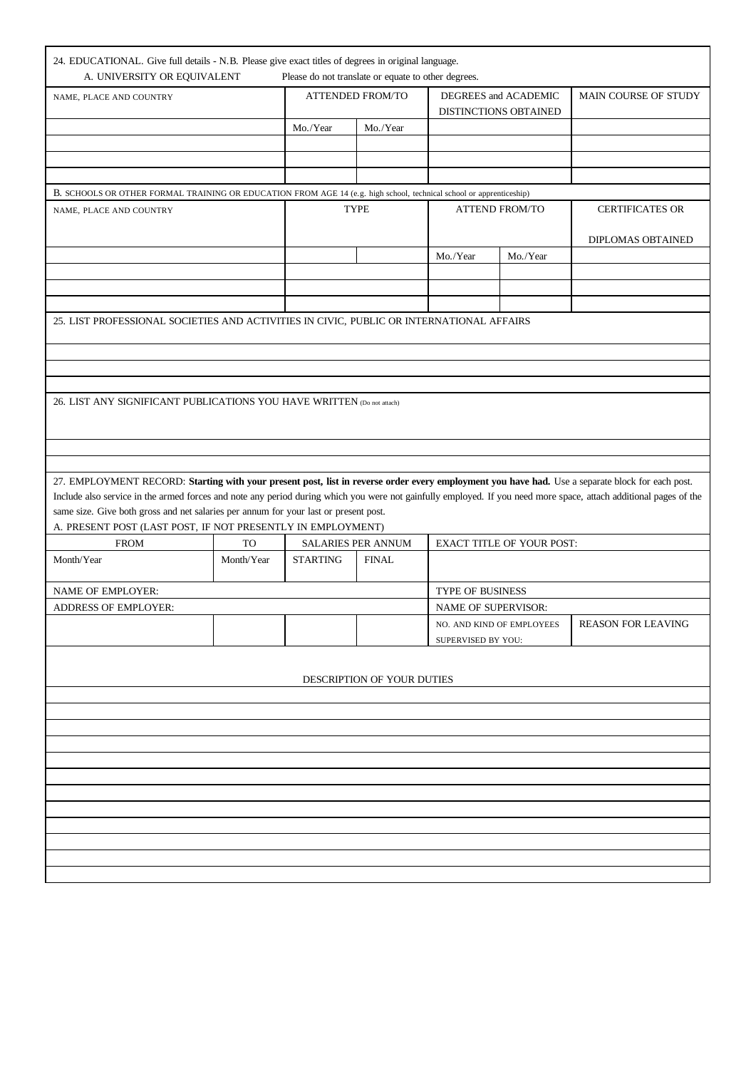24. EDUCATIONAL. Give full details - N.B. Please give exact titles of degrees in original language.

A. UNIVERSITY OR EQUIVALENT — Please do not translate or equate to other degrees.

| NAME, PLACE AND COUNTRY | ATTENDED FROM/TO | | DEGREES and ACADEMIC DISTINCTIONS OBTAINED | MAIN COURSE OF STUDY |
|---|---|---|---|---|
| | Mo./Year | Mo./Year | | |
| | | | | |
| | | | | |
| | | | | |

B. SCHOOLS OR OTHER FORMAL TRAINING OR EDUCATION FROM AGE 14 (e.g. high school, technical school or apprenticeship)

| NAME, PLACE AND COUNTRY | TYPE | | ATTEND FROM/TO | | CERTIFICATES OR DIPLOMAS OBTAINED |
|---|---|---|---|---|---|
| | | | Mo./Year | Mo./Year | |
| | | | | | |
| | | | | | |
| | | | | | |

25. LIST PROFESSIONAL SOCIETIES AND ACTIVITIES IN CIVIC, PUBLIC OR INTERNATIONAL AFFAIRS

26. LIST ANY SIGNIFICANT PUBLICATIONS YOU HAVE WRITTEN (Do not attach)

27. EMPLOYMENT RECORD: **Starting with your present post, list in reverse order every employment you have had.** Use a separate block for each post. Include also service in the armed forces and note any period during which you were not gainfully employed. If you need more space, attach additional pages of the same size. Give both gross and net salaries per annum for your last or present post.

A. PRESENT POST (LAST POST, IF NOT PRESENTLY IN EMPLOYMENT)

| FROM | TO | SALARIES PER ANNUM | | EXACT TITLE OF YOUR POST: | |
|---|---|---|---|---|---|
| Month/Year | Month/Year | STARTING | FINAL | | |
| NAME OF EMPLOYER: | | | | TYPE OF BUSINESS | |
| ADDRESS OF EMPLOYER: | | | | NAME OF SUPERVISOR: | |
| | | | | NO. AND KIND OF EMPLOYEES SUPERVISED BY YOU: | REASON FOR LEAVING |

DESCRIPTION OF YOUR DUTIES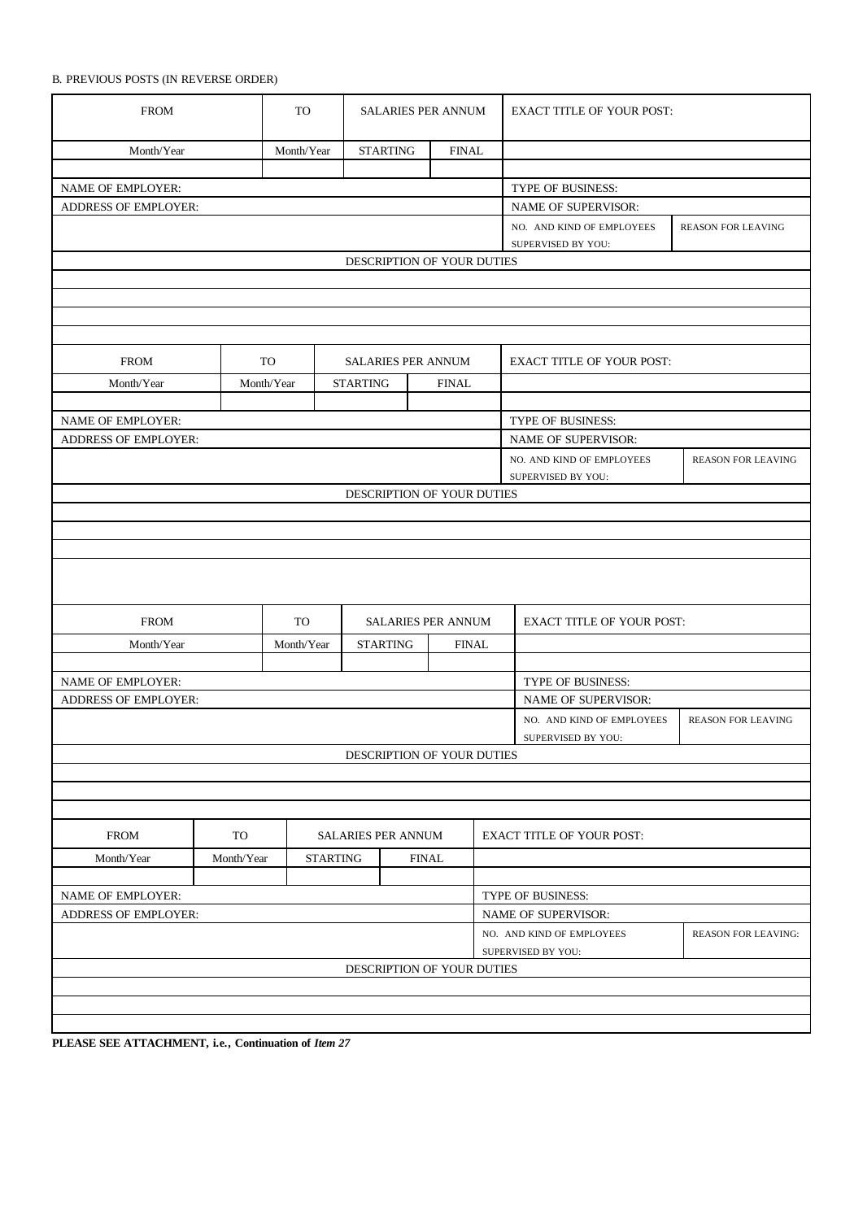B. PREVIOUS POSTS (IN REVERSE ORDER)

| FROM | TO | SALARIES PER ANNUM | | EXACT TITLE OF YOUR POST: | |
|---|---|---|---|---|---|
| Month/Year | Month/Year | STARTING | FINAL | | |
| | | | | | |
| NAME OF EMPLOYER: | | | | TYPE OF BUSINESS: | |
| ADDRESS OF EMPLOYER: | | | | NAME OF SUPERVISOR: | |
| | | | | NO. AND KIND OF EMPLOYEES SUPERVISED BY YOU: | REASON FOR LEAVING |
| DESCRIPTION OF YOUR DUTIES | | | | | |
| | | | | | |
| | | | | | |
| | | | | | |
| | | | | | |

| FROM | TO | SALARIES PER ANNUM | | EXACT TITLE OF YOUR POST: | |
|---|---|---|---|---|---|
| Month/Year | Month/Year | STARTING | FINAL | | |
| | | | | | |
| NAME OF EMPLOYER: | | | | TYPE OF BUSINESS: | |
| ADDRESS OF EMPLOYER: | | | | NAME OF SUPERVISOR: | |
| | | | | NO. AND KIND OF EMPLOYEES SUPERVISED BY YOU: | REASON FOR LEAVING |
| DESCRIPTION OF YOUR DUTIES | | | | | |
| | | | | | |
| | | | | | |
| | | | | | |
| | | | | | |

| FROM | TO | SALARIES PER ANNUM | | EXACT TITLE OF YOUR POST: | |
|---|---|---|---|---|---|
| Month/Year | Month/Year | STARTING | FINAL | | |
| | | | | | |
| NAME OF EMPLOYER: | | | | TYPE OF BUSINESS: | |
| ADDRESS OF EMPLOYER: | | | | NAME OF SUPERVISOR: | |
| | | | | NO. AND KIND OF EMPLOYEES SUPERVISED BY YOU: | REASON FOR LEAVING |
| DESCRIPTION OF YOUR DUTIES | | | | | |
| | | | | | |
| | | | | | |
| | | | | | |

| FROM | TO | SALARIES PER ANNUM | | EXACT TITLE OF YOUR POST: | |
|---|---|---|---|---|---|
| Month/Year | Month/Year | STARTING | FINAL | | |
| | | | | | |
| NAME OF EMPLOYER: | | | | TYPE OF BUSINESS: | |
| ADDRESS OF EMPLOYER: | | | | NAME OF SUPERVISOR: | |
| | | | | NO. AND KIND OF EMPLOYEES SUPERVISED BY YOU: | REASON FOR LEAVING: |
| DESCRIPTION OF YOUR DUTIES | | | | | |
| | | | | | |
| | | | | | |
| | | | | | |

**PLEASE SEE ATTACHMENT, i.e., Continuation of *Item 27***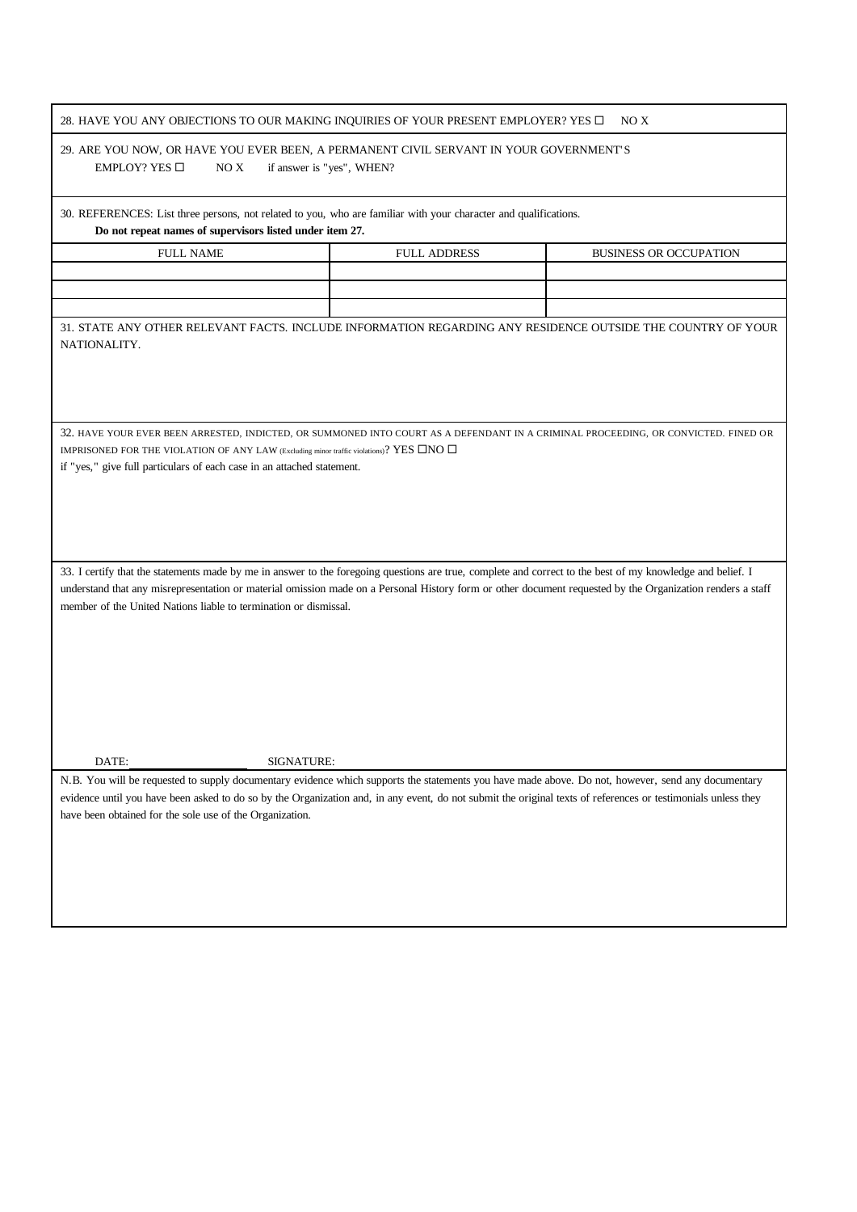28. HAVE YOU ANY OBJECTIONS TO OUR MAKING INQUIRIES OF YOUR PRESENT EMPLOYER? YES ☐ NO X

29. ARE YOU NOW, OR HAVE YOU EVER BEEN, A PERMANENT CIVIL SERVANT IN YOUR GOVERNMENT'S EMPLOY? YES ☐ NO X if answer is "yes", WHEN?

30. REFERENCES: List three persons, not related to you, who are familiar with your character and qualifications.
**Do not repeat names of supervisors listed under item 27.**

| FULL NAME | FULL ADDRESS | BUSINESS OR OCCUPATION |
|---|---|---|
| | | |
| | | |
| | | |

31. STATE ANY OTHER RELEVANT FACTS. INCLUDE INFORMATION REGARDING ANY RESIDENCE OUTSIDE THE COUNTRY OF YOUR NATIONALITY.

32. HAVE YOUR EVER BEEN ARRESTED, INDICTED, OR SUMMONED INTO COURT AS A DEFENDANT IN A CRIMINAL PROCEEDING, OR CONVICTED. FINED OR IMPRISONED FOR THE VIOLATION OF ANY LAW (Excluding minor traffic violations)? YES ☐NO ☐
if "yes," give full particulars of each case in an attached statement.

33. I certify that the statements made by me in answer to the foregoing questions are true, complete and correct to the best of my knowledge and belief. I understand that any misrepresentation or material omission made on a Personal History form or other document requested by the Organization renders a staff member of the United Nations liable to termination or dismissal.

DATE: ____________ SIGNATURE:

N.B. You will be requested to supply documentary evidence which supports the statements you have made above. Do not, however, send any documentary evidence until you have been asked to do so by the Organization and, in any event, do not submit the original texts of references or testimonials unless they have been obtained for the sole use of the Organization.